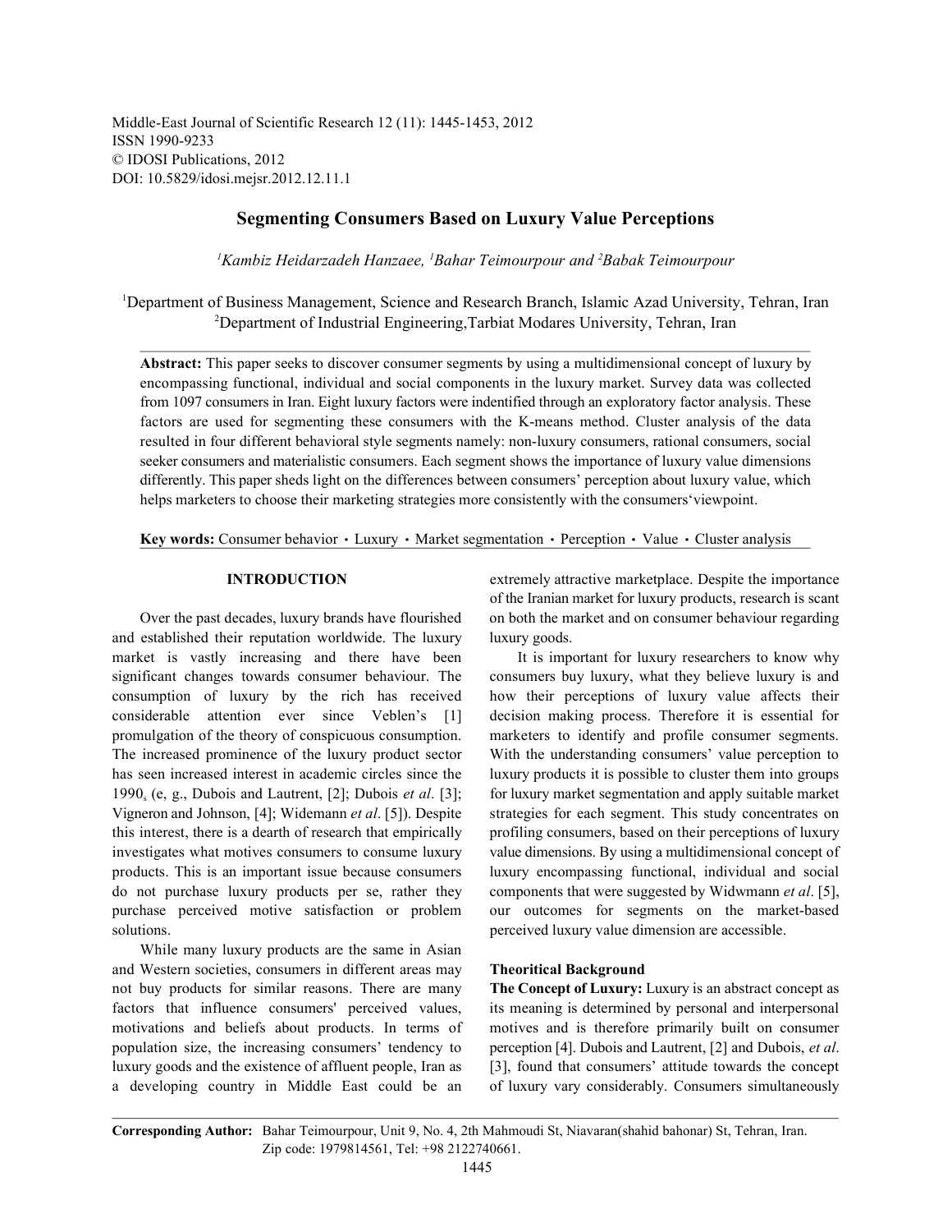Middle-East Journal of Scientific Research 12 (11): 1445-1453, 2012
ISSN 1990-9233
© IDOSI Publications, 2012
DOI: 10.5829/idosi.mejsr.2012.12.11.1

# Segmenting Consumers Based on Luxury Value Perceptions

*[1]Kambiz Heidarzadeh Hanzaee, [1]Bahar Teimourpour and [2]Babak Teimourpour*

[1]Department of Business Management, Science and Research Branch, Islamic Azad University, Tehran, Iran
[2]Department of Industrial Engineering,Tarbiat Modares University, Tehran, Iran

**Abstract:** This paper seeks to discover consumer segments by using a multidimensional concept of luxury by encompassing functional, individual and social components in the luxury market. Survey data was collected from 1097 consumers in Iran. Eight luxury factors were indentified through an exploratory factor analysis. These factors are used for segmenting these consumers with the K-means method. Cluster analysis of the data resulted in four different behavioral style segments namely: non-luxury consumers, rational consumers, social seeker consumers and materialistic consumers. Each segment shows the importance of luxury value dimensions differently. This paper sheds light on the differences between consumers' perception about luxury value, which helps marketers to choose their marketing strategies more consistently with the consumers'viewpoint.

**Key words:** Consumer behavior ・ Luxury ・ Market segmentation ・ Perception ・ Value ・ Cluster analysis

## INTRODUCTION

Over the past decades, luxury brands have flourished and established their reputation worldwide. The luxury market is vastly increasing and there have been significant changes towards consumer behaviour. The consumption of luxury by the rich has received considerable attention ever since Veblen's [1] promulgation of the theory of conspicuous consumption. The increased prominence of the luxury product sector has seen increased interest in academic circles since the 1990s (e, g., Dubois and Lautrent, [2]; Dubois *et al*. [3]; Vigneron and Johnson, [4]; Widemann *et al*. [5]). Despite this interest, there is a dearth of research that empirically investigates what motives consumers to consume luxury products. This is an important issue because consumers do not purchase luxury products per se, rather they purchase perceived motive satisfaction or problem solutions.

While many luxury products are the same in Asian and Western societies, consumers in different areas may not buy products for similar reasons. There are many factors that influence consumers' perceived values, motivations and beliefs about products. In terms of population size, the increasing consumers' tendency to luxury goods and the existence of affluent people, Iran as a developing country in Middle East could be an extremely attractive marketplace. Despite the importance of the Iranian market for luxury products, research is scant on both the market and on consumer behaviour regarding luxury goods.

It is important for luxury researchers to know why consumers buy luxury, what they believe luxury is and how their perceptions of luxury value affects their decision making process. Therefore it is essential for marketers to identify and profile consumer segments. With the understanding consumers' value perception to luxury products it is possible to cluster them into groups for luxury market segmentation and apply suitable market strategies for each segment. This study concentrates on profiling consumers, based on their perceptions of luxury value dimensions. By using a multidimensional concept of luxury encompassing functional, individual and social components that were suggested by Widwmann *et al*. [5], our outcomes for segments on the market-based perceived luxury value dimension are accessible.

## Theoritical Background

**The Concept of Luxury:** Luxury is an abstract concept as its meaning is determined by personal and interpersonal motives and is therefore primarily built on consumer perception [4]. Dubois and Lautrent, [2] and Dubois, *et al*. [3], found that consumers' attitude towards the concept of luxury vary considerably. Consumers simultaneously

**Corresponding Author:** Bahar Teimourpour, Unit 9, No. 4, 2th Mahmoudi St, Niavaran(shahid bahonar) St, Tehran, Iran. Zip code: 1979814561, Tel: +98 2122740661.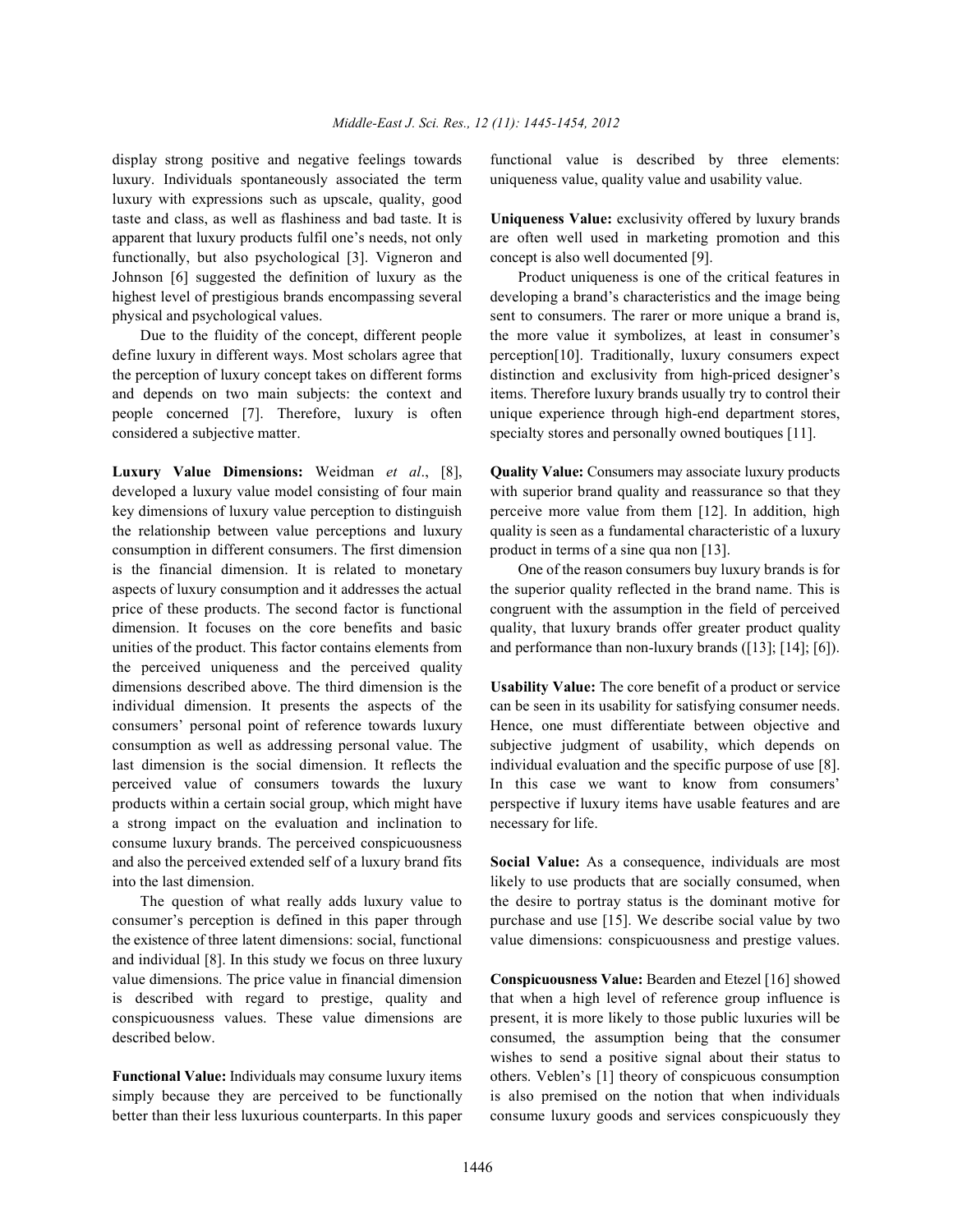display strong positive and negative feelings towards luxury. Individuals spontaneously associated the term luxury with expressions such as upscale, quality, good taste and class, as well as flashiness and bad taste. It is apparent that luxury products fulfil one's needs, not only functionally, but also psychological [3]. Vigneron and Johnson [6] suggested the definition of luxury as the highest level of prestigious brands encompassing several physical and psychological values.

Due to the fluidity of the concept, different people define luxury in different ways. Most scholars agree that the perception of luxury concept takes on different forms and depends on two main subjects: the context and people concerned [7]. Therefore, luxury is often considered a subjective matter.

**Luxury Value Dimensions:** Weidman *et al*., [8], developed a luxury value model consisting of four main key dimensions of luxury value perception to distinguish the relationship between value perceptions and luxury consumption in different consumers. The first dimension is the financial dimension. It is related to monetary aspects of luxury consumption and it addresses the actual price of these products. The second factor is functional dimension. It focuses on the core benefits and basic unities of the product. This factor contains elements from the perceived uniqueness and the perceived quality dimensions described above. The third dimension is the individual dimension. It presents the aspects of the consumers' personal point of reference towards luxury consumption as well as addressing personal value. The last dimension is the social dimension. It reflects the perceived value of consumers towards the luxury products within a certain social group, which might have a strong impact on the evaluation and inclination to consume luxury brands. The perceived conspicuousness and also the perceived extended self of a luxury brand fits into the last dimension.

The question of what really adds luxury value to consumer's perception is defined in this paper through the existence of three latent dimensions: social, functional and individual [8]. In this study we focus on three luxury value dimensions. The price value in financial dimension is described with regard to prestige, quality and conspicuousness values. These value dimensions are described below.

**Functional Value:** Individuals may consume luxury items simply because they are perceived to be functionally better than their less luxurious counterparts. In this paper functional value is described by three elements: uniqueness value, quality value and usability value.

**Uniqueness Value:** exclusivity offered by luxury brands are often well used in marketing promotion and this concept is also well documented [9].

Product uniqueness is one of the critical features in developing a brand's characteristics and the image being sent to consumers. The rarer or more unique a brand is, the more value it symbolizes, at least in consumer's perception[10]. Traditionally, luxury consumers expect distinction and exclusivity from high-priced designer's items. Therefore luxury brands usually try to control their unique experience through high-end department stores, specialty stores and personally owned boutiques [11].

**Quality Value:** Consumers may associate luxury products with superior brand quality and reassurance so that they perceive more value from them [12]. In addition, high quality is seen as a fundamental characteristic of a luxury product in terms of a sine qua non [13].

One of the reason consumers buy luxury brands is for the superior quality reflected in the brand name. This is congruent with the assumption in the field of perceived quality, that luxury brands offer greater product quality and performance than non-luxury brands ([13]; [14]; [6]).

**Usability Value:** The core benefit of a product or service can be seen in its usability for satisfying consumer needs. Hence, one must differentiate between objective and subjective judgment of usability, which depends on individual evaluation and the specific purpose of use [8]. In this case we want to know from consumers' perspective if luxury items have usable features and are necessary for life.

**Social Value:** As a consequence, individuals are most likely to use products that are socially consumed, when the desire to portray status is the dominant motive for purchase and use [15]. We describe social value by two value dimensions: conspicuousness and prestige values.

**Conspicuousness Value:** Bearden and Etezel [16] showed that when a high level of reference group influence is present, it is more likely to those public luxuries will be consumed, the assumption being that the consumer wishes to send a positive signal about their status to others. Veblen's [1] theory of conspicuous consumption is also premised on the notion that when individuals consume luxury goods and services conspicuously they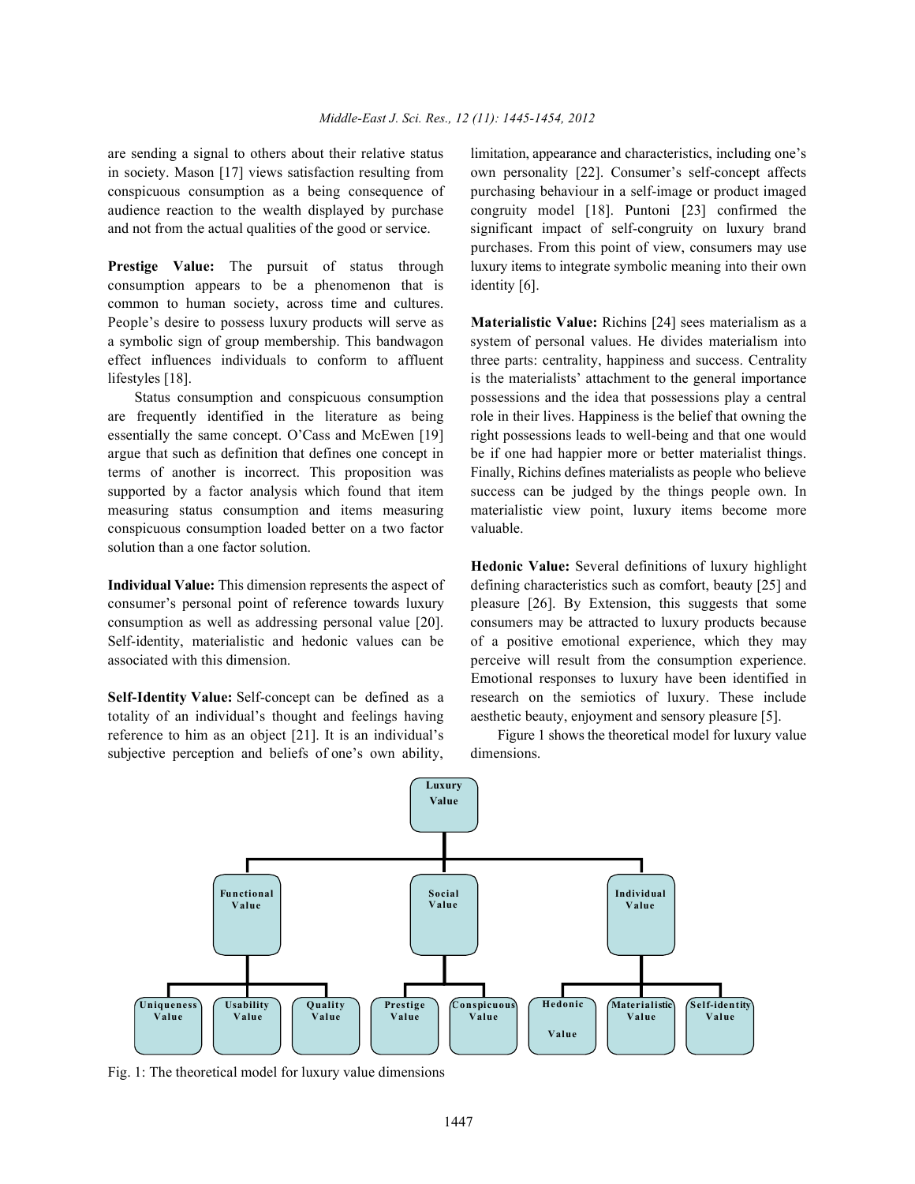are sending a signal to others about their relative status in society. Mason [17] views satisfaction resulting from conspicuous consumption as a being consequence of audience reaction to the wealth displayed by purchase and not from the actual qualities of the good or service.

**Prestige Value:** The pursuit of status through consumption appears to be a phenomenon that is common to human society, across time and cultures. People's desire to possess luxury products will serve as a symbolic sign of group membership. This bandwagon effect influences individuals to conform to affluent lifestyles [18].

Status consumption and conspicuous consumption are frequently identified in the literature as being essentially the same concept. O'Cass and McEwen [19] argue that such as definition that defines one concept in terms of another is incorrect. This proposition was supported by a factor analysis which found that item measuring status consumption and items measuring conspicuous consumption loaded better on a two factor solution than a one factor solution.

**Individual Value:** This dimension represents the aspect of consumer's personal point of reference towards luxury consumption as well as addressing personal value [20]. Self-identity, materialistic and hedonic values can be associated with this dimension.

**Self-Identity Value:** Self-concept can be defined as a totality of an individual's thought and feelings having reference to him as an object [21]. It is an individual's subjective perception and beliefs of one's own ability, limitation, appearance and characteristics, including one's own personality [22]. Consumer's self-concept affects purchasing behaviour in a self-image or product imaged congruity model [18]. Puntoni [23] confirmed the significant impact of self-congruity on luxury brand purchases. From this point of view, consumers may use luxury items to integrate symbolic meaning into their own identity [6].

**Materialistic Value:** Richins [24] sees materialism as a system of personal values. He divides materialism into three parts: centrality, happiness and success. Centrality is the materialists' attachment to the general importance possessions and the idea that possessions play a central role in their lives. Happiness is the belief that owning the right possessions leads to well-being and that one would be if one had happier more or better materialist things. Finally, Richins defines materialists as people who believe success can be judged by the things people own. In materialistic view point, luxury items become more valuable.

**Hedonic Value:** Several definitions of luxury highlight defining characteristics such as comfort, beauty [25] and pleasure [26]. By Extension, this suggests that some consumers may be attracted to luxury products because of a positive emotional experience, which they may perceive will result from the consumption experience. Emotional responses to luxury have been identified in research on the semiotics of luxury. These include aesthetic beauty, enjoyment and sensory pleasure [5].

Figure 1 shows the theoretical model for luxury value dimensions.

- Luxury Value
  - Functional Value
    - Uniqueness Value
    - Usability Value
    - Quality Value
  - Social Value
    - Prestige Value
    - Conspicuous Value
  - Individual Value
    - Hedonic Value
    - Materialistic Value
    - Self-identity Value

Fig. 1: The theoretical model for luxury value dimensions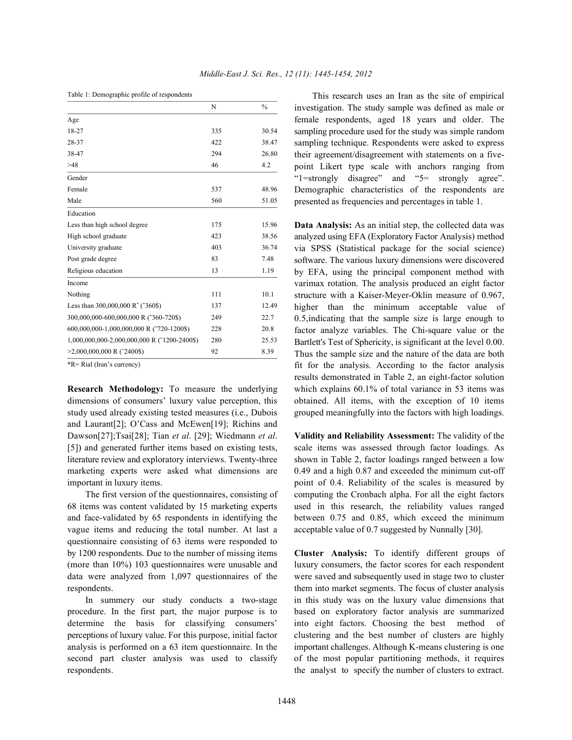Table 1: Demographic profile of respondents

| | N | % |
|---|---|---|
| Age | | |
| 18-27 | 335 | 30.54 |
| 28-37 | 422 | 38.47 |
| 38-47 | 294 | 26.80 |
| >48 | 46 | 4.2 |
| Gender | | |
| Female | 537 | 48.96 |
| Male | 560 | 51.05 |
| Education | | |
| Less than high school degree | 175 | 15.96 |
| High school graduate | 423 | 38.56 |
| University graduate | 403 | 36.74 |
| Post grade degree | 83 | 7.48 |
| Religious education | 13 | 1.19 |
| Income | | |
| Nothing | 111 | 10.1 |
| Less than 300,000,000 R* (˜360$) | 137 | 12.49 |
| 300,000,000-600,000,000 R (˜360-720$) | 249 | 22.7 |
| 600,000,000-1,000,000,000 R (˜720-1200$) | 228 | 20.8 |
| 1,000,000,000-2,000,000,000 R (˜1200-2400$) | 280 | 25.53 |
| >2,000,000,000 R (˜2400$) | 92 | 8.39 |

*R= Rial (Iran's currency)

**Research Methodology:** To measure the underlying dimensions of consumers' luxury value perception, this study used already existing tested measures (i.e., Dubois and Laurant[2]; O'Cass and McEwen[19]; Richins and Dawson[27];Tsai[28]; Tian *et al*. [29]; Wiedmann *et al*. [5]) and generated further items based on existing tests, literature review and exploratory interviews. Twenty-three marketing experts were asked what dimensions are important in luxury items.

The first version of the questionnaires, consisting of 68 items was content validated by 15 marketing experts and face-validated by 65 respondents in identifying the vague items and reducing the total number. At last a questionnaire consisting of 63 items were responded to by 1200 respondents. Due to the number of missing items (more than 10%) 103 questionnaires were unusable and data were analyzed from 1,097 questionnaires of the respondents.

In summery our study conducts a two-stage procedure. In the first part, the major purpose is to determine the basis for classifying consumers' perceptions of luxury value. For this purpose, initial factor analysis is performed on a 63 item questionnaire. In the second part cluster analysis was used to classify respondents.

This research uses an Iran as the site of empirical investigation. The study sample was defined as male or female respondents, aged 18 years and older. The sampling procedure used for the study was simple random sampling technique. Respondents were asked to express their agreement/disagreement with statements on a five-point Likert type scale with anchors ranging from "1=strongly disagree" and "5= strongly agree". Demographic characteristics of the respondents are presented as frequencies and percentages in table 1.

**Data Analysis:** As an initial step, the collected data was analyzed using EFA (Exploratory Factor Analysis) method via SPSS (Statistical package for the social science) software. The various luxury dimensions were discovered by EFA, using the principal component method with varimax rotation. The analysis produced an eight factor structure with a Kaiser-Meyer-Oklin measure of 0.967, higher than the minimum acceptable value of 0.5,indicating that the sample size is large enough to factor analyze variables. The Chi-square value or the Bartlett's Test of Sphericity, is significant at the level 0.00. Thus the sample size and the nature of the data are both fit for the analysis. According to the factor analysis results demonstrated in Table 2, an eight-factor solution which explains 60.1% of total variance in 53 items was obtained. All items, with the exception of 10 items grouped meaningfully into the factors with high loadings.

**Validity and Reliability Assessment:** The validity of the scale items was assessed through factor loadings. As shown in Table 2, factor loadings ranged between a low 0.49 and a high 0.87 and exceeded the minimum cut-off point of 0.4. Reliability of the scales is measured by computing the Cronbach alpha. For all the eight factors used in this research, the reliability values ranged between 0.75 and 0.85, which exceed the minimum acceptable value of 0.7 suggested by Nunnally [30].

**Cluster Analysis:** To identify different groups of luxury consumers, the factor scores for each respondent were saved and subsequently used in stage two to cluster them into market segments. The focus of cluster analysis in this study was on the luxury value dimensions that based on exploratory factor analysis are summarized into eight factors. Choosing the best method of clustering and the best number of clusters are highly important challenges. Although K-means clustering is one of the most popular partitioning methods, it requires the analyst to specify the number of clusters to extract.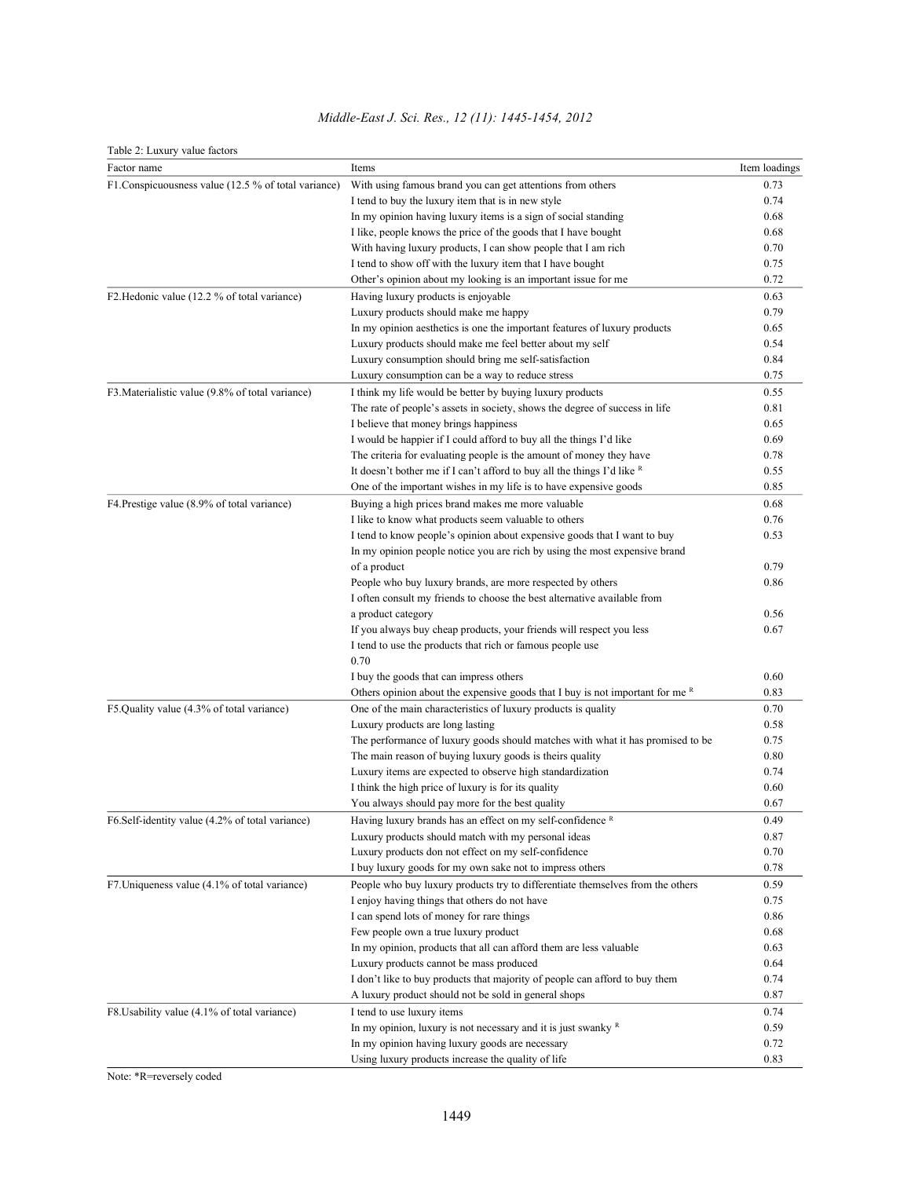Table 2: Luxury value factors

| Factor name | Items | Item loadings |
|---|---|---|
| F1.Conspicuousness value (12.5 % of total variance) | With using famous brand you can get attentions from others | 0.73 |
| | I tend to buy the luxury item that is in new style | 0.74 |
| | In my opinion having luxury items is a sign of social standing | 0.68 |
| | I like, people knows the price of the goods that I have bought | 0.68 |
| | With having luxury products, I can show people that I am rich | 0.70 |
| | I tend to show off with the luxury item that I have bought | 0.75 |
| | Other's opinion about my looking is an important issue for me | 0.72 |
| F2.Hedonic value (12.2 % of total variance) | Having luxury products is enjoyable | 0.63 |
| | Luxury products should make me happy | 0.79 |
| | In my opinion aesthetics is one the important features of luxury products | 0.65 |
| | Luxury products should make me feel better about my self | 0.54 |
| | Luxury consumption should bring me self-satisfaction | 0.84 |
| | Luxury consumption can be a way to reduce stress | 0.75 |
| F3.Materialistic value (9.8% of total variance) | I think my life would be better by buying luxury products | 0.55 |
| | The rate of people's assets in society, shows the degree of success in life | 0.81 |
| | I believe that money brings happiness | 0.65 |
| | I would be happier if I could afford to buy all the things I'd like | 0.69 |
| | The criteria for evaluating people is the amount of money they have | 0.78 |
| | It doesn't bother me if I can't afford to buy all the things I'd like [R] | 0.55 |
| | One of the important wishes in my life is to have expensive goods | 0.85 |
| F4.Prestige value (8.9% of total variance) | Buying a high prices brand makes me more valuable | 0.68 |
| | I like to know what products seem valuable to others | 0.76 |
| | I tend to know people's opinion about expensive goods that I want to buy | 0.53 |
| | In my opinion people notice you are rich by using the most expensive brand of a product | 0.79 |
| | People who buy luxury brands, are more respected by others | 0.86 |
| | I often consult my friends to choose the best alternative available from a product category | 0.56 |
| | If you always buy cheap products, your friends will respect you less | 0.67 |
| | I tend to use the products that rich or famous people use | 0.70 |
| | I buy the goods that can impress others | 0.60 |
| | Others opinion about the expensive goods that I buy is not important for me [R] | 0.83 |
| F5.Quality value (4.3% of total variance) | One of the main characteristics of luxury products is quality | 0.70 |
| | Luxury products are long lasting | 0.58 |
| | The performance of luxury goods should matches with what it has promised to be | 0.75 |
| | The main reason of buying luxury goods is theirs quality | 0.80 |
| | Luxury items are expected to observe high standardization | 0.74 |
| | I think the high price of luxury is for its quality | 0.60 |
| | You always should pay more for the best quality | 0.67 |
| F6.Self-identity value (4.2% of total variance) | Having luxury brands has an effect on my self-confidence [R] | 0.49 |
| | Luxury products should match with my personal ideas | 0.87 |
| | Luxury products don not effect on my self-confidence | 0.70 |
| | I buy luxury goods for my own sake not to impress others | 0.78 |
| F7.Uniqueness value (4.1% of total variance) | People who buy luxury products try to differentiate themselves from the others | 0.59 |
| | I enjoy having things that others do not have | 0.75 |
| | I can spend lots of money for rare things | 0.86 |
| | Few people own a true luxury product | 0.68 |
| | In my opinion, products that all can afford them are less valuable | 0.63 |
| | Luxury products cannot be mass produced | 0.64 |
| | I don't like to buy products that majority of people can afford to buy them | 0.74 |
| | A luxury product should not be sold in general shops | 0.87 |
| F8.Usability value (4.1% of total variance) | I tend to use luxury items | 0.74 |
| | In my opinion, luxury is not necessary and it is just swanky [R] | 0.59 |
| | In my opinion having luxury goods are necessary | 0.72 |
| | Using luxury products increase the quality of life | 0.83 |

Note: *R=reversely coded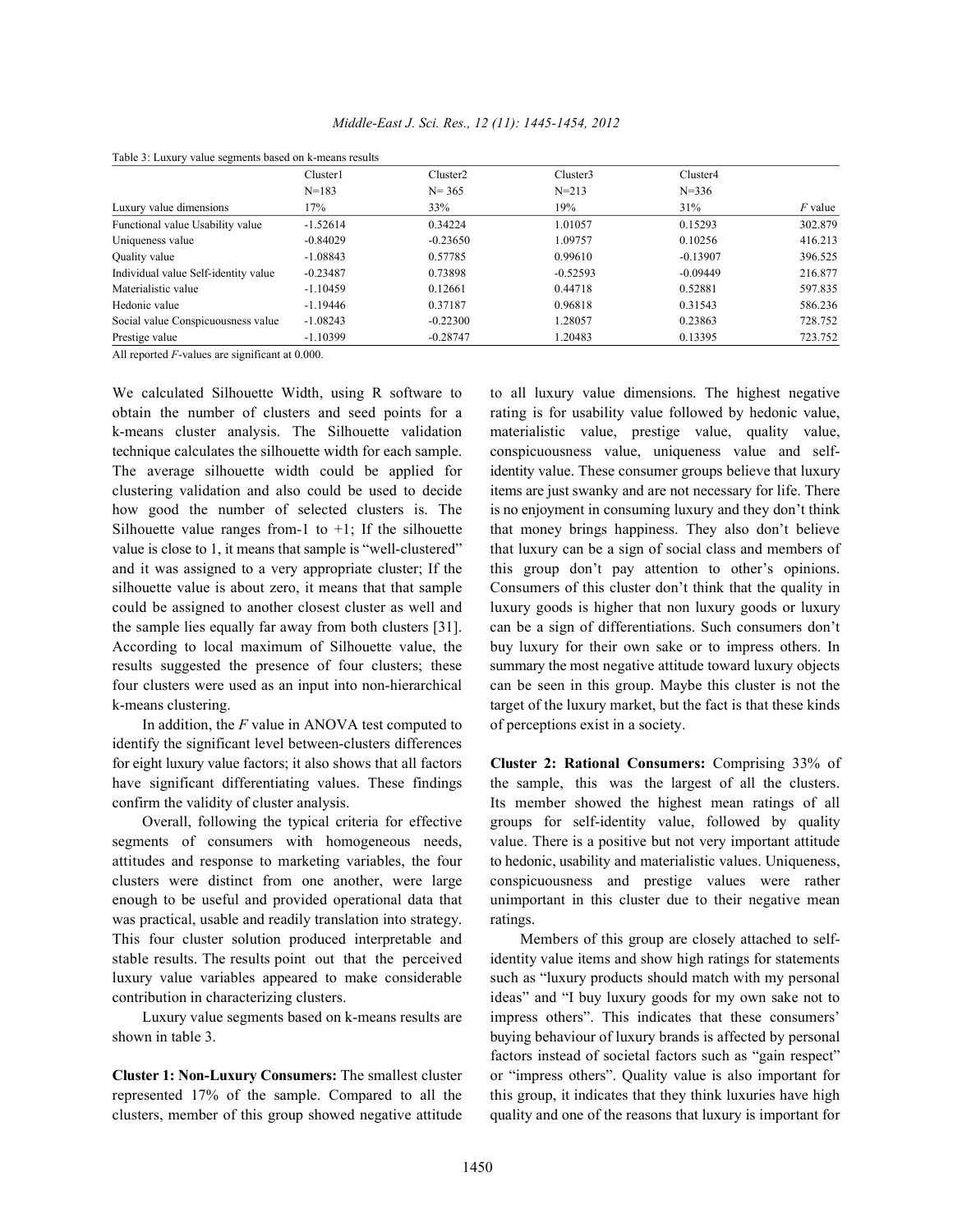Table 3: Luxury value segments based on k-means results

| Luxury value dimensions | Cluster1 N=183 17% | Cluster2 N= 365 33% | Cluster3 N=213 19% | Cluster4 N=336 31% | *F* value |
|---|---|---|---|---|---|
| Functional value Usability value | -1.52614 | 0.34224 | 1.01057 | 0.15293 | 302.879 |
| Uniqueness value | -0.84029 | -0.23650 | 1.09757 | 0.10256 | 416.213 |
| Quality value | -1.08843 | 0.57785 | 0.99610 | -0.13907 | 396.525 |
| Individual value Self-identity value | -0.23487 | 0.73898 | -0.52593 | -0.09449 | 216.877 |
| Materialistic value | -1.10459 | 0.12661 | 0.44718 | 0.52881 | 597.835 |
| Hedonic value | -1.19446 | 0.37187 | 0.96818 | 0.31543 | 586.236 |
| Social value Conspicuousness value | -1.08243 | -0.22300 | 1.28057 | 0.23863 | 728.752 |
| Prestige value | -1.10399 | -0.28747 | 1.20483 | 0.13395 | 723.752 |

All reported *F*-values are significant at 0.000.

We calculated Silhouette Width, using R software to obtain the number of clusters and seed points for a k-means cluster analysis. The Silhouette validation technique calculates the silhouette width for each sample. The average silhouette width could be applied for clustering validation and also could be used to decide how good the number of selected clusters is. The Silhouette value ranges from-1 to +1; If the silhouette value is close to 1, it means that sample is "well-clustered" and it was assigned to a very appropriate cluster; If the silhouette value is about zero, it means that that sample could be assigned to another closest cluster as well and the sample lies equally far away from both clusters [31]. According to local maximum of Silhouette value, the results suggested the presence of four clusters; these four clusters were used as an input into non-hierarchical k-means clustering.

In addition, the *F* value in ANOVA test computed to identify the significant level between-clusters differences for eight luxury value factors; it also shows that all factors have significant differentiating values. These findings confirm the validity of cluster analysis.

Overall, following the typical criteria for effective segments of consumers with homogeneous needs, attitudes and response to marketing variables, the four clusters were distinct from one another, were large enough to be useful and provided operational data that was practical, usable and readily translation into strategy. This four cluster solution produced interpretable and stable results. The results point out that the perceived luxury value variables appeared to make considerable contribution in characterizing clusters.

Luxury value segments based on k-means results are shown in table 3.

**Cluster 1: Non-Luxury Consumers:** The smallest cluster represented 17% of the sample. Compared to all the clusters, member of this group showed negative attitude to all luxury value dimensions. The highest negative rating is for usability value followed by hedonic value, materialistic value, prestige value, quality value, conspicuousness value, uniqueness value and self-identity value. These consumer groups believe that luxury items are just swanky and are not necessary for life. There is no enjoyment in consuming luxury and they don't think that money brings happiness. They also don't believe that luxury can be a sign of social class and members of this group don't pay attention to other's opinions. Consumers of this cluster don't think that the quality in luxury goods is higher that non luxury goods or luxury can be a sign of differentiations. Such consumers don't buy luxury for their own sake or to impress others. In summary the most negative attitude toward luxury objects can be seen in this group. Maybe this cluster is not the target of the luxury market, but the fact is that these kinds of perceptions exist in a society.

**Cluster 2: Rational Consumers:** Comprising 33% of the sample, this was the largest of all the clusters. Its member showed the highest mean ratings of all groups for self-identity value, followed by quality value. There is a positive but not very important attitude to hedonic, usability and materialistic values. Uniqueness, conspicuousness and prestige values were rather unimportant in this cluster due to their negative mean ratings.

Members of this group are closely attached to self-identity value items and show high ratings for statements such as "luxury products should match with my personal ideas" and "I buy luxury goods for my own sake not to impress others". This indicates that these consumers' buying behaviour of luxury brands is affected by personal factors instead of societal factors such as "gain respect" or "impress others". Quality value is also important for this group, it indicates that they think luxuries have high quality and one of the reasons that luxury is important for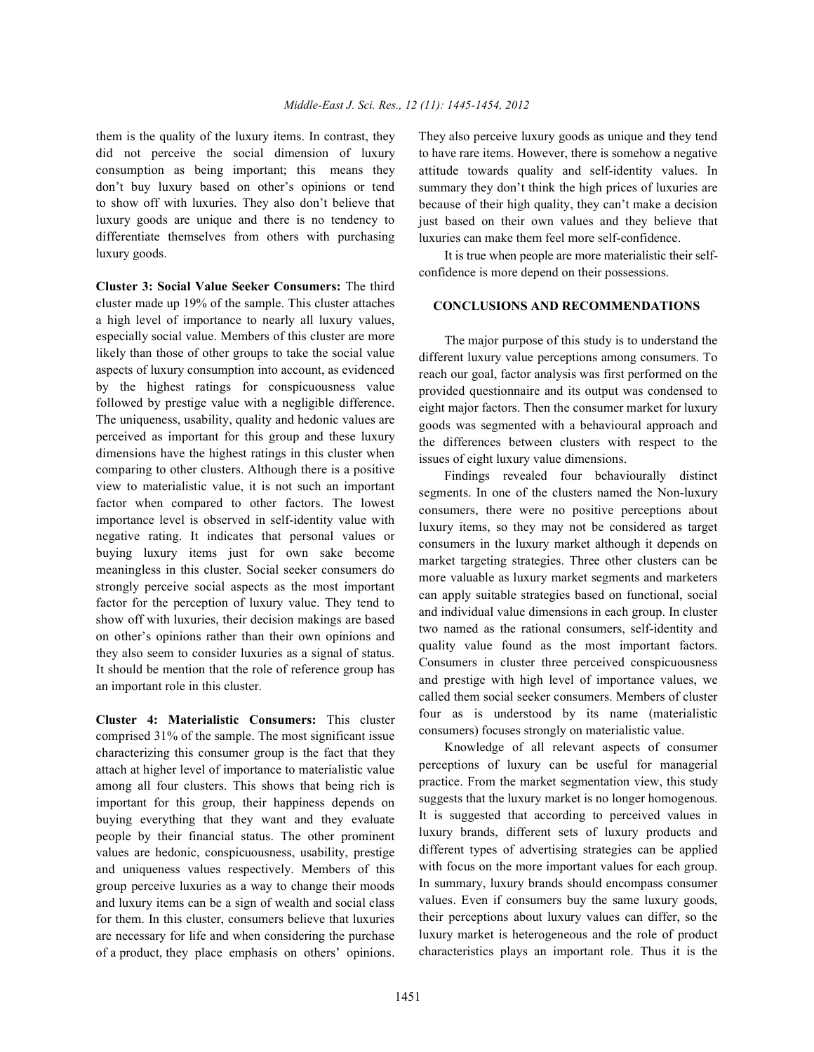them is the quality of the luxury items. In contrast, they did not perceive the social dimension of luxury consumption as being important; this means they don't buy luxury based on other's opinions or tend to show off with luxuries. They also don't believe that luxury goods are unique and there is no tendency to differentiate themselves from others with purchasing luxury goods.

**Cluster 3: Social Value Seeker Consumers:** The third cluster made up 19% of the sample. This cluster attaches a high level of importance to nearly all luxury values, especially social value. Members of this cluster are more likely than those of other groups to take the social value aspects of luxury consumption into account, as evidenced by the highest ratings for conspicuousness value followed by prestige value with a negligible difference. The uniqueness, usability, quality and hedonic values are perceived as important for this group and these luxury dimensions have the highest ratings in this cluster when comparing to other clusters. Although there is a positive view to materialistic value, it is not such an important factor when compared to other factors. The lowest importance level is observed in self-identity value with negative rating. It indicates that personal values or buying luxury items just for own sake become meaningless in this cluster. Social seeker consumers do strongly perceive social aspects as the most important factor for the perception of luxury value. They tend to show off with luxuries, their decision makings are based on other's opinions rather than their own opinions and they also seem to consider luxuries as a signal of status. It should be mention that the role of reference group has an important role in this cluster.

**Cluster 4: Materialistic Consumers:** This cluster comprised 31% of the sample. The most significant issue characterizing this consumer group is the fact that they attach at higher level of importance to materialistic value among all four clusters. This shows that being rich is important for this group, their happiness depends on buying everything that they want and they evaluate people by their financial status. The other prominent values are hedonic, conspicuousness, usability, prestige and uniqueness values respectively. Members of this group perceive luxuries as a way to change their moods and luxury items can be a sign of wealth and social class for them. In this cluster, consumers believe that luxuries are necessary for life and when considering the purchase of a product, they place emphasis on others' opinions. They also perceive luxury goods as unique and they tend to have rare items. However, there is somehow a negative attitude towards quality and self-identity values. In summary they don't think the high prices of luxuries are because of their high quality, they can't make a decision just based on their own values and they believe that luxuries can make them feel more self-confidence.

It is true when people are more materialistic their self-confidence is more depend on their possessions.

## CONCLUSIONS AND RECOMMENDATIONS

The major purpose of this study is to understand the different luxury value perceptions among consumers. To reach our goal, factor analysis was first performed on the provided questionnaire and its output was condensed to eight major factors. Then the consumer market for luxury goods was segmented with a behavioural approach and the differences between clusters with respect to the issues of eight luxury value dimensions.

Findings revealed four behaviourally distinct segments. In one of the clusters named the Non-luxury consumers, there were no positive perceptions about luxury items, so they may not be considered as target consumers in the luxury market although it depends on market targeting strategies. Three other clusters can be more valuable as luxury market segments and marketers can apply suitable strategies based on functional, social and individual value dimensions in each group. In cluster two named as the rational consumers, self-identity and quality value found as the most important factors. Consumers in cluster three perceived conspicuousness and prestige with high level of importance values, we called them social seeker consumers. Members of cluster four as is understood by its name (materialistic consumers) focuses strongly on materialistic value.

Knowledge of all relevant aspects of consumer perceptions of luxury can be useful for managerial practice. From the market segmentation view, this study suggests that the luxury market is no longer homogenous. It is suggested that according to perceived values in luxury brands, different sets of luxury products and different types of advertising strategies can be applied with focus on the more important values for each group. In summary, luxury brands should encompass consumer values. Even if consumers buy the same luxury goods, their perceptions about luxury values can differ, so the luxury market is heterogeneous and the role of product characteristics plays an important role. Thus it is the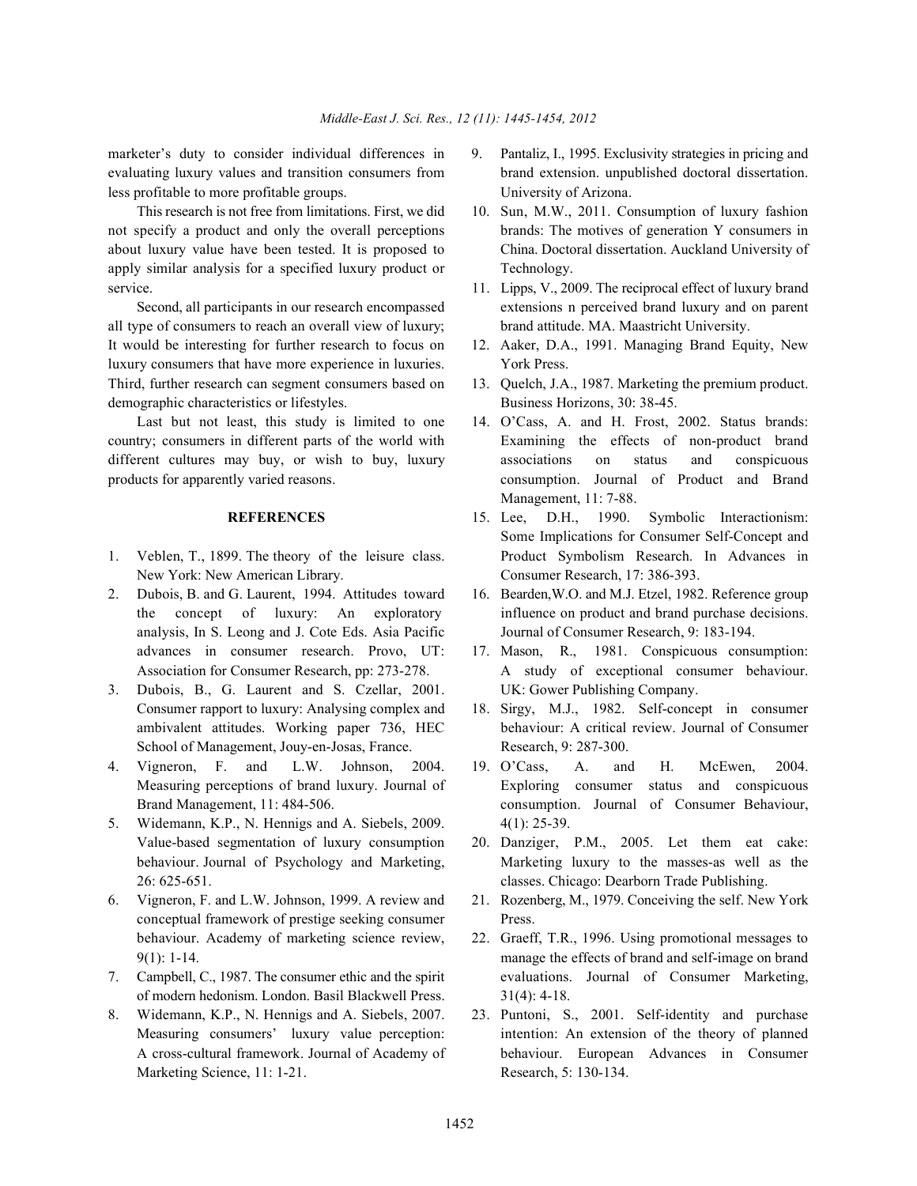marketer's duty to consider individual differences in evaluating luxury values and transition consumers from less profitable to more profitable groups.

This research is not free from limitations. First, we did not specify a product and only the overall perceptions about luxury value have been tested. It is proposed to apply similar analysis for a specified luxury product or service.

Second, all participants in our research encompassed all type of consumers to reach an overall view of luxury; It would be interesting for further research to focus on luxury consumers that have more experience in luxuries. Third, further research can segment consumers based on demographic characteristics or lifestyles.

Last but not least, this study is limited to one country; consumers in different parts of the world with different cultures may buy, or wish to buy, luxury products for apparently varied reasons.

## REFERENCES

1. Veblen, T., 1899. The theory of the leisure class. New York: New American Library.
2. Dubois, B. and G. Laurent, 1994. Attitudes toward the concept of luxury: An exploratory analysis, In S. Leong and J. Cote Eds. Asia Pacific advances in consumer research. Provo, UT: Association for Consumer Research, pp: 273-278.
3. Dubois, B., G. Laurent and S. Czellar, 2001. Consumer rapport to luxury: Analysing complex and ambivalent attitudes. Working paper 736, HEC School of Management, Jouy-en-Josas, France.
4. Vigneron, F. and L.W. Johnson, 2004. Measuring perceptions of brand luxury. Journal of Brand Management, 11: 484-506.
5. Widemann, K.P., N. Hennigs and A. Siebels, 2009. Value-based segmentation of luxury consumption behaviour. Journal of Psychology and Marketing, 26: 625-651.
6. Vigneron, F. and L.W. Johnson, 1999. A review and conceptual framework of prestige seeking consumer behaviour. Academy of marketing science review, 9(1): 1-14.
7. Campbell, C., 1987. The consumer ethic and the spirit of modern hedonism. London. Basil Blackwell Press.
8. Widemann, K.P., N. Hennigs and A. Siebels, 2007. Measuring consumers' luxury value perception: A cross-cultural framework. Journal of Academy of Marketing Science, 11: 1-21.
9. Pantaliz, I., 1995. Exclusivity strategies in pricing and brand extension. unpublished doctoral dissertation. University of Arizona.
10. Sun, M.W., 2011. Consumption of luxury fashion brands: The motives of generation Y consumers in China. Doctoral dissertation. Auckland University of Technology.
11. Lipps, V., 2009. The reciprocal effect of luxury brand extensions n perceived brand luxury and on parent brand attitude. MA. Maastricht University.
12. Aaker, D.A., 1991. Managing Brand Equity, New York Press.
13. Quelch, J.A., 1987. Marketing the premium product. Business Horizons, 30: 38-45.
14. O'Cass, A. and H. Frost, 2002. Status brands: Examining the effects of non-product brand associations on status and conspicuous consumption. Journal of Product and Brand Management, 11: 7-88.
15. Lee, D.H., 1990. Symbolic Interactionism: Some Implications for Consumer Self-Concept and Product Symbolism Research. In Advances in Consumer Research, 17: 386-393.
16. Bearden,W.O. and M.J. Etzel, 1982. Reference group influence on product and brand purchase decisions. Journal of Consumer Research, 9: 183-194.
17. Mason, R., 1981. Conspicuous consumption: A study of exceptional consumer behaviour. UK: Gower Publishing Company.
18. Sirgy, M.J., 1982. Self-concept in consumer behaviour: A critical review. Journal of Consumer Research, 9: 287-300.
19. O'Cass, A. and H. McEwen, 2004. Exploring consumer status and conspicuous consumption. Journal of Consumer Behaviour, 4(1): 25-39.
20. Danziger, P.M., 2005. Let them eat cake: Marketing luxury to the masses-as well as the classes. Chicago: Dearborn Trade Publishing.
21. Rozenberg, M., 1979. Conceiving the self. New York Press.
22. Graeff, T.R., 1996. Using promotional messages to manage the effects of brand and self-image on brand evaluations. Journal of Consumer Marketing, 31(4): 4-18.
23. Puntoni, S., 2001. Self-identity and purchase intention: An extension of the theory of planned behaviour. European Advances in Consumer Research, 5: 130-134.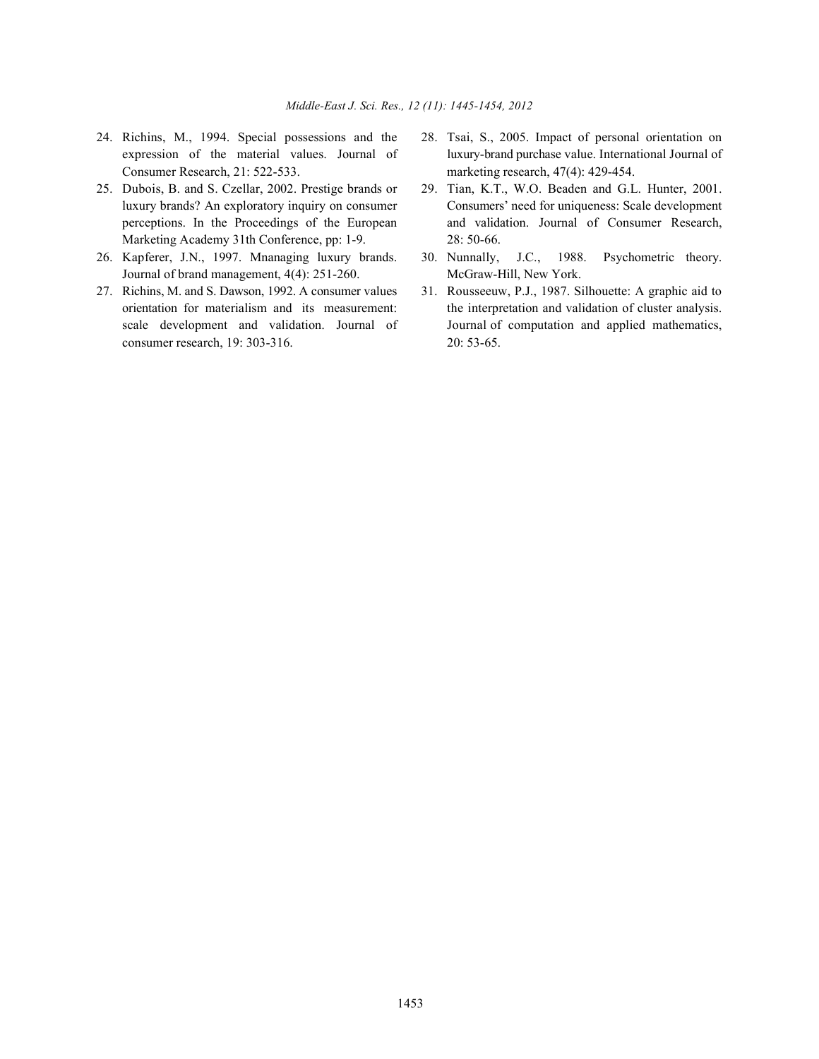24. Richins, M., 1994. Special possessions and the expression of the material values. Journal of Consumer Research, 21: 522-533.
25. Dubois, B. and S. Czellar, 2002. Prestige brands or luxury brands? An exploratory inquiry on consumer perceptions. In the Proceedings of the European Marketing Academy 31th Conference, pp: 1-9.
26. Kapferer, J.N., 1997. Mnanaging luxury brands. Journal of brand management, 4(4): 251-260.
27. Richins, M. and S. Dawson, 1992. A consumer values orientation for materialism and its measurement: scale development and validation. Journal of consumer research, 19: 303-316.
28. Tsai, S., 2005. Impact of personal orientation on luxury-brand purchase value. International Journal of marketing research, 47(4): 429-454.
29. Tian, K.T., W.O. Beaden and G.L. Hunter, 2001. Consumers' need for uniqueness: Scale development and validation. Journal of Consumer Research, 28: 50-66.
30. Nunnally, J.C., 1988. Psychometric theory. McGraw-Hill, New York.
31. Rousseeuw, P.J., 1987. Silhouette: A graphic aid to the interpretation and validation of cluster analysis. Journal of computation and applied mathematics, 20: 53-65.